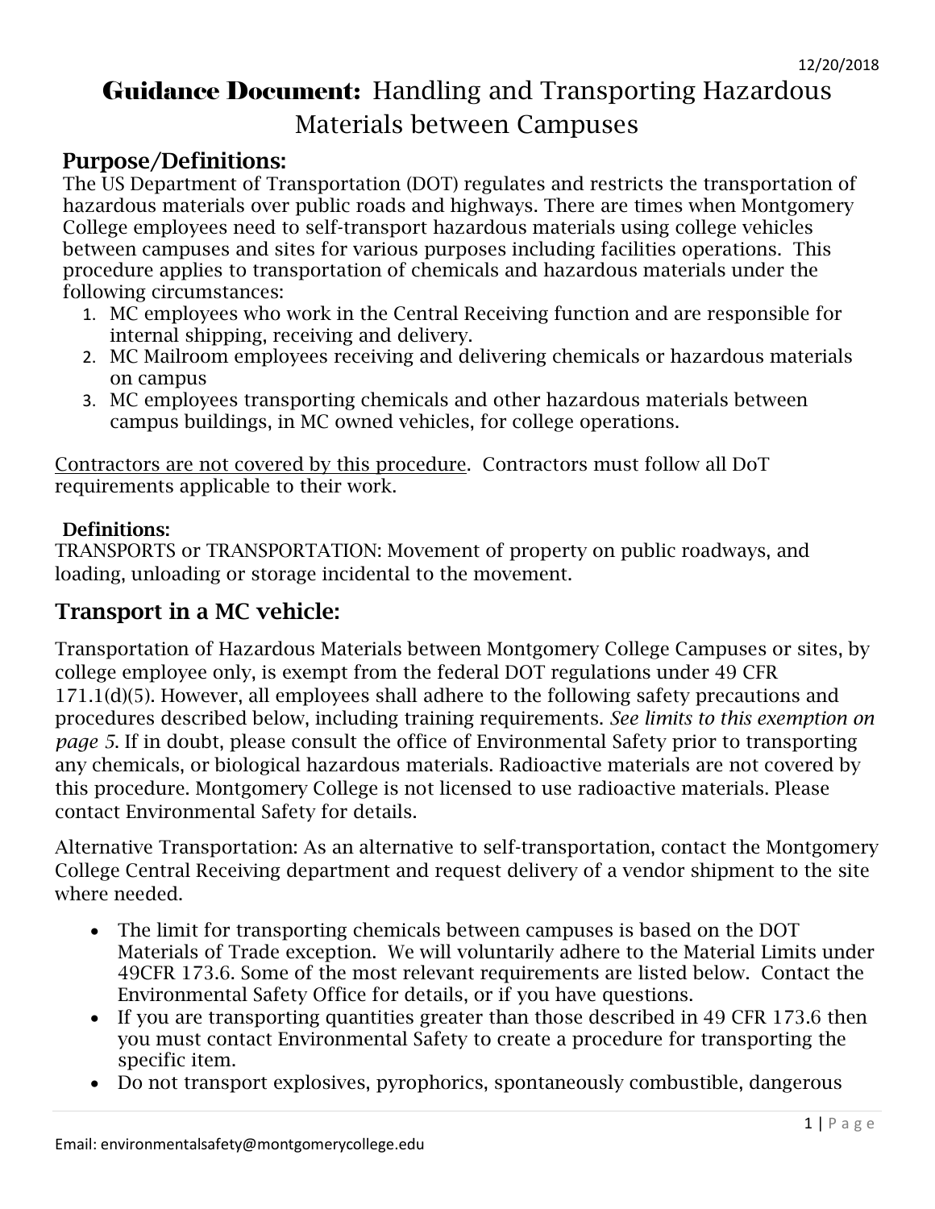12/20/2018

# Guidance Document: Handling and Transporting Hazardous Materials between Campuses

## Purpose/Definitions:

The US Department of Transportation (DOT) regulates and restricts the transportation of hazardous materials over public roads and highways. There are times when Montgomery College employees need to self-transport hazardous materials using college vehicles between campuses and sites for various purposes including facilities operations. This procedure applies to transportation of chemicals and hazardous materials under the following circumstances:

1. MC employees who work in the Central Receiving function and are responsible for internal shipping, receiving and delivery.
2. MC Mailroom employees receiving and delivering chemicals or hazardous materials on campus
3. MC employees transporting chemicals and other hazardous materials between campus buildings, in MC owned vehicles, for college operations.

<u>Contractors are not covered by this procedure</u>. Contractors must follow all DoT requirements applicable to their work.

### Definitions:

TRANSPORTS or TRANSPORTATION: Movement of property on public roadways, and loading, unloading or storage incidental to the movement.

## Transport in a MC vehicle:

Transportation of Hazardous Materials between Montgomery College Campuses or sites, by college employee only, is exempt from the federal DOT regulations under 49 CFR 171.1(d)(5). However, all employees shall adhere to the following safety precautions and procedures described below, including training requirements. *See limits to this exemption on page 5.* If in doubt, please consult the office of Environmental Safety prior to transporting any chemicals, or biological hazardous materials. Radioactive materials are not covered by this procedure. Montgomery College is not licensed to use radioactive materials. Please contact Environmental Safety for details.

Alternative Transportation: As an alternative to self-transportation, contact the Montgomery College Central Receiving department and request delivery of a vendor shipment to the site where needed.

- The limit for transporting chemicals between campuses is based on the DOT Materials of Trade exception. We will voluntarily adhere to the Material Limits under 49CFR 173.6. Some of the most relevant requirements are listed below. Contact the Environmental Safety Office for details, or if you have questions.
- If you are transporting quantities greater than those described in 49 CFR 173.6 then you must contact Environmental Safety to create a procedure for transporting the specific item.
- Do not transport explosives, pyrophorics, spontaneously combustible, dangerous

Email: environmentalsafety@montgomerycollege.edu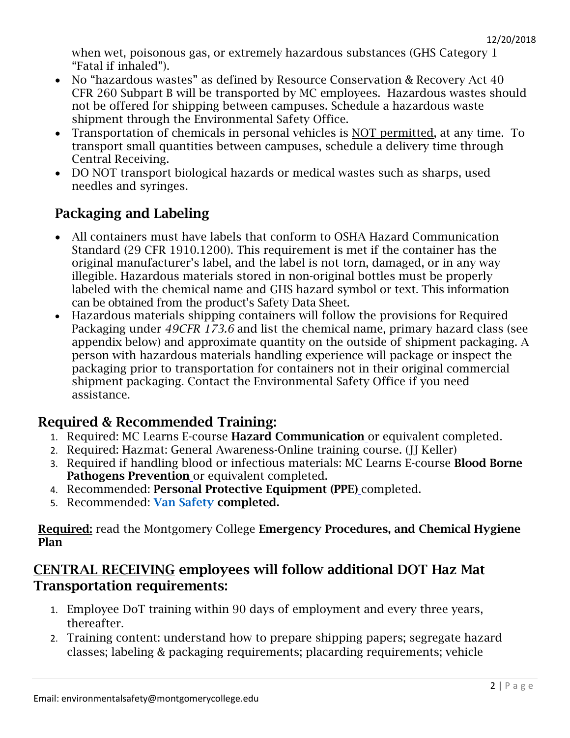when wet, poisonous gas, or extremely hazardous substances (GHS Category 1 "Fatal if inhaled").

- No "hazardous wastes" as defined by Resource Conservation & Recovery Act 40 CFR 260 Subpart B will be transported by MC employees. Hazardous wastes should not be offered for shipping between campuses. Schedule a hazardous waste shipment through the Environmental Safety Office.
- Transportation of chemicals in personal vehicles is NOT permitted, at any time. To transport small quantities between campuses, schedule a delivery time through Central Receiving.
- DO NOT transport biological hazards or medical wastes such as sharps, used needles and syringes.

## Packaging and Labeling

- All containers must have labels that conform to OSHA Hazard Communication Standard (29 CFR 1910.1200). This requirement is met if the container has the original manufacturer's label, and the label is not torn, damaged, or in any way illegible. Hazardous materials stored in non-original bottles must be properly labeled with the chemical name and GHS hazard symbol or text. This information can be obtained from the product's Safety Data Sheet.
- Hazardous materials shipping containers will follow the provisions for Required Packaging under *49CFR 173.6* and list the chemical name, primary hazard class (see appendix below) and approximate quantity on the outside of shipment packaging. A person with hazardous materials handling experience will package or inspect the packaging prior to transportation for containers not in their original commercial shipment packaging. Contact the Environmental Safety Office if you need assistance.

## Required & Recommended Training:

1. Required: MC Learns E-course **Hazard Communication** or equivalent completed.
2. Required: Hazmat: General Awareness-Online training course. (JJ Keller)
3. Required if handling blood or infectious materials: MC Learns E-course **Blood Borne Pathogens Prevention** or equivalent completed.
4. Recommended: **Personal Protective Equipment (PPE)** completed.
5. Recommended: **Van Safety completed.**

**Required:** read the Montgomery College **Emergency Procedures, and Chemical Hygiene Plan**

## CENTRAL RECEIVING employees will follow additional DOT Haz Mat Transportation requirements:

1. Employee DoT training within 90 days of employment and every three years, thereafter.
2. Training content: understand how to prepare shipping papers; segregate hazard classes; labeling & packaging requirements; placarding requirements; vehicle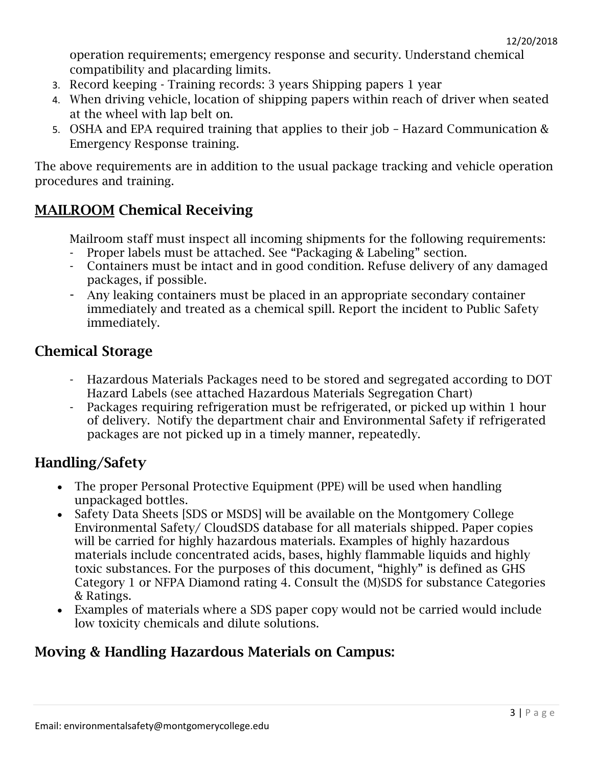operation requirements; emergency response and security. Understand chemical compatibility and placarding limits.

3. Record keeping - Training records: 3 years Shipping papers 1 year
4. When driving vehicle, location of shipping papers within reach of driver when seated at the wheel with lap belt on.
5. OSHA and EPA required training that applies to their job – Hazard Communication & Emergency Response training.

The above requirements are in addition to the usual package tracking and vehicle operation procedures and training.

## <u>MAILROOM</u> Chemical Receiving

Mailroom staff must inspect all incoming shipments for the following requirements:

- Proper labels must be attached. See "Packaging & Labeling" section.
- Containers must be intact and in good condition. Refuse delivery of any damaged packages, if possible.
- Any leaking containers must be placed in an appropriate secondary container immediately and treated as a chemical spill. Report the incident to Public Safety immediately.

## Chemical Storage

- Hazardous Materials Packages need to be stored and segregated according to DOT Hazard Labels (see attached Hazardous Materials Segregation Chart)
- Packages requiring refrigeration must be refrigerated, or picked up within 1 hour of delivery. Notify the department chair and Environmental Safety if refrigerated packages are not picked up in a timely manner, repeatedly.

## Handling/Safety

- The proper Personal Protective Equipment (PPE) will be used when handling unpackaged bottles.
- Safety Data Sheets [SDS or MSDS] will be available on the Montgomery College Environmental Safety/ CloudSDS database for all materials shipped. Paper copies will be carried for highly hazardous materials. Examples of highly hazardous materials include concentrated acids, bases, highly flammable liquids and highly toxic substances. For the purposes of this document, "highly" is defined as GHS Category 1 or NFPA Diamond rating 4. Consult the (M)SDS for substance Categories & Ratings.
- Examples of materials where a SDS paper copy would not be carried would include low toxicity chemicals and dilute solutions.

## Moving & Handling Hazardous Materials on Campus: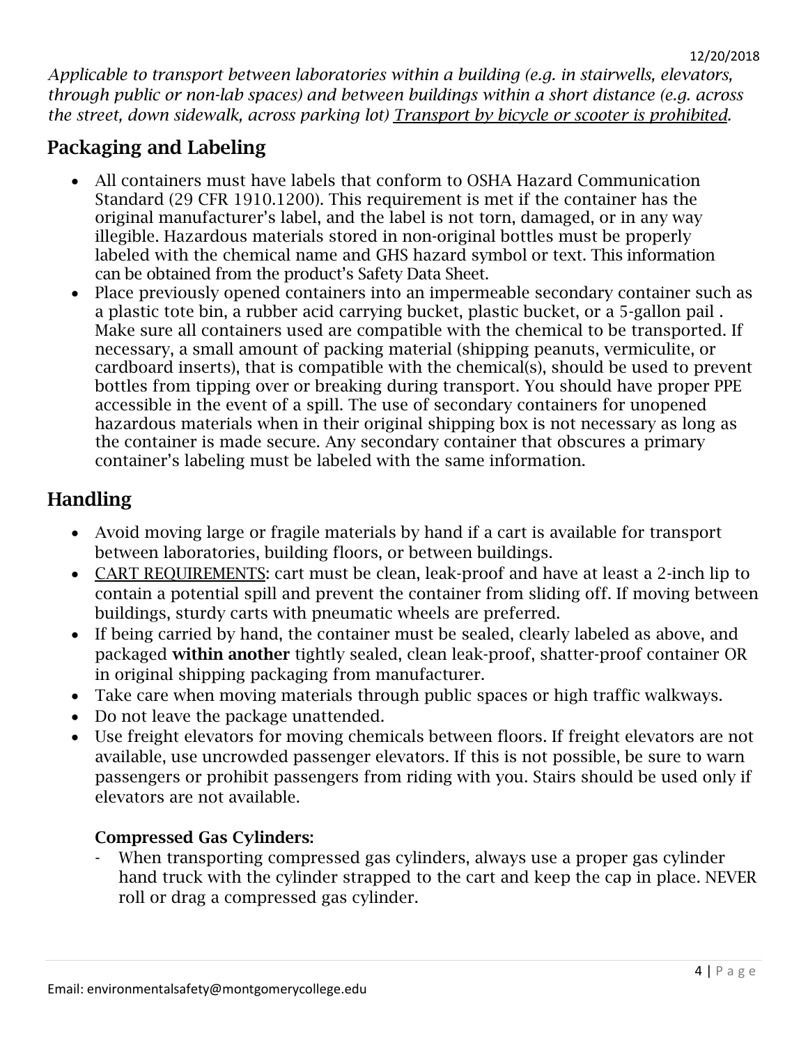*Applicable to transport between laboratories within a building (e.g. in stairwells, elevators, through public or non-lab spaces) and between buildings within a short distance (e.g. across the street, down sidewalk, across parking lot) Transport by bicycle or scooter is prohibited.*

## Packaging and Labeling

- All containers must have labels that conform to OSHA Hazard Communication Standard (29 CFR 1910.1200). This requirement is met if the container has the original manufacturer's label, and the label is not torn, damaged, or in any way illegible. Hazardous materials stored in non-original bottles must be properly labeled with the chemical name and GHS hazard symbol or text. This information can be obtained from the product's Safety Data Sheet.
- Place previously opened containers into an impermeable secondary container such as a plastic tote bin, a rubber acid carrying bucket, plastic bucket, or a 5-gallon pail . Make sure all containers used are compatible with the chemical to be transported. If necessary, a small amount of packing material (shipping peanuts, vermiculite, or cardboard inserts), that is compatible with the chemical(s), should be used to prevent bottles from tipping over or breaking during transport. You should have proper PPE accessible in the event of a spill. The use of secondary containers for unopened hazardous materials when in their original shipping box is not necessary as long as the container is made secure. Any secondary container that obscures a primary container's labeling must be labeled with the same information.

## Handling

- Avoid moving large or fragile materials by hand if a cart is available for transport between laboratories, building floors, or between buildings.
- CART REQUIREMENTS: cart must be clean, leak-proof and have at least a 2-inch lip to contain a potential spill and prevent the container from sliding off. If moving between buildings, sturdy carts with pneumatic wheels are preferred.
- If being carried by hand, the container must be sealed, clearly labeled as above, and packaged **within another** tightly sealed, clean leak-proof, shatter-proof container OR in original shipping packaging from manufacturer.
- Take care when moving materials through public spaces or high traffic walkways.
- Do not leave the package unattended.
- Use freight elevators for moving chemicals between floors. If freight elevators are not available, use uncrowded passenger elevators. If this is not possible, be sure to warn passengers or prohibit passengers from riding with you. Stairs should be used only if elevators are not available.

### Compressed Gas Cylinders:

- When transporting compressed gas cylinders, always use a proper gas cylinder hand truck with the cylinder strapped to the cart and keep the cap in place. NEVER roll or drag a compressed gas cylinder.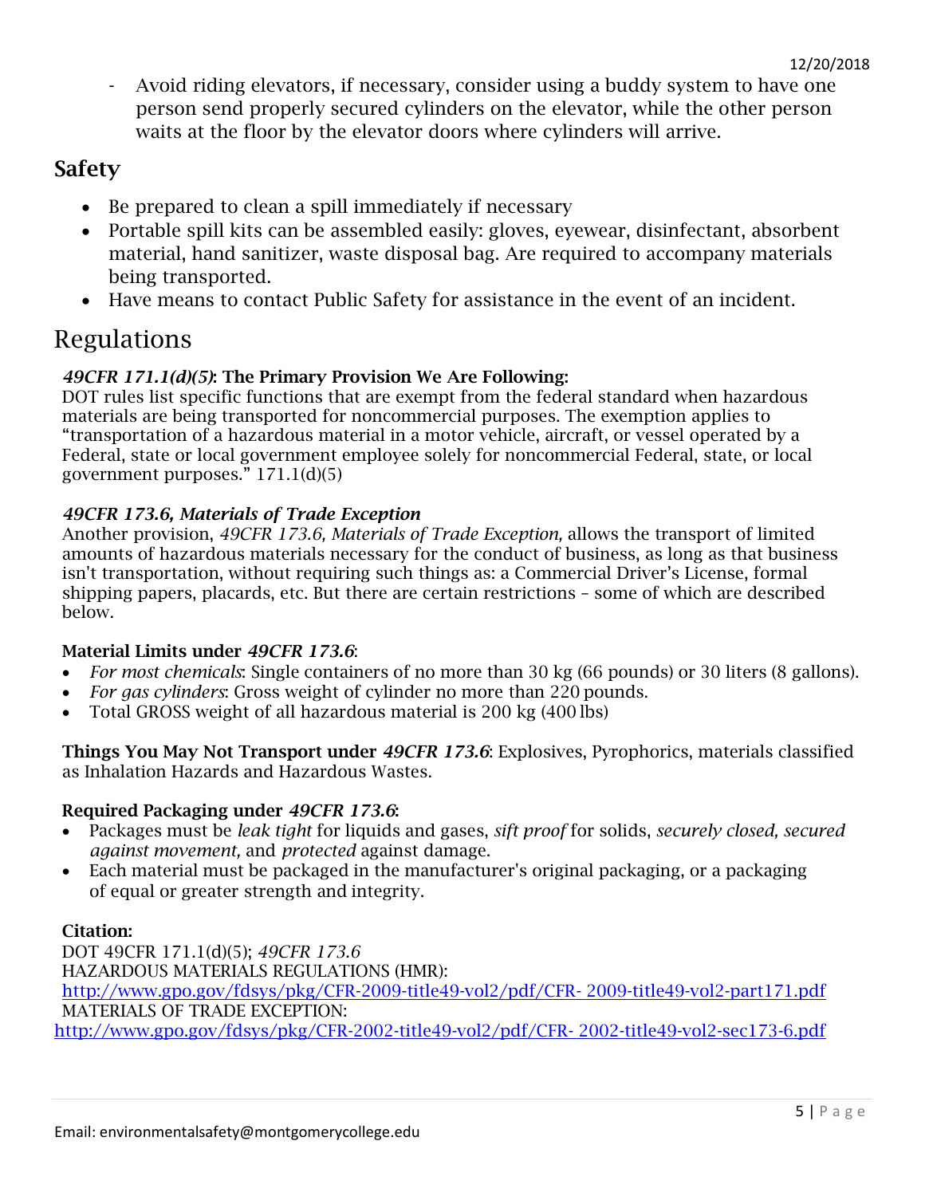- Avoid riding elevators, if necessary, consider using a buddy system to have one person send properly secured cylinders on the elevator, while the other person waits at the floor by the elevator doors where cylinders will arrive.

## Safety

- Be prepared to clean a spill immediately if necessary
- Portable spill kits can be assembled easily: gloves, eyewear, disinfectant, absorbent material, hand sanitizer, waste disposal bag. Are required to accompany materials being transported.
- Have means to contact Public Safety for assistance in the event of an incident.

# Regulations

***49CFR 171.1(d)(5)*: The Primary Provision We Are Following:**
DOT rules list specific functions that are exempt from the federal standard when hazardous materials are being transported for noncommercial purposes. The exemption applies to "transportation of a hazardous material in a motor vehicle, aircraft, or vessel operated by a Federal, state or local government employee solely for noncommercial Federal, state, or local government purposes." 171.1(d)(5)

***49CFR 173.6, Materials of Trade Exception***
Another provision, *49CFR 173.6, Materials of Trade Exception,* allows the transport of limited amounts of hazardous materials necessary for the conduct of business, as long as that business isn't transportation, without requiring such things as: a Commercial Driver's License, formal shipping papers, placards, etc. But there are certain restrictions – some of which are described below.

**Material Limits under *49CFR 173.6*:**

- *For most chemicals*: Single containers of no more than 30 kg (66 pounds) or 30 liters (8 gallons).
- *For gas cylinders*: Gross weight of cylinder no more than 220 pounds.
- Total GROSS weight of all hazardous material is 200 kg (400 lbs)

**Things You May Not Transport under *49CFR 173.6*:** Explosives, Pyrophorics, materials classified as Inhalation Hazards and Hazardous Wastes.

**Required Packaging under *49CFR 173.6*:**

- Packages must be *leak tight* for liquids and gases, *sift proof* for solids, *securely closed, secured against movement,* and *protected* against damage.
- Each material must be packaged in the manufacturer's original packaging, or a packaging of equal or greater strength and integrity.

**Citation:**
DOT 49CFR 171.1(d)(5); *49CFR 173.6*
HAZARDOUS MATERIALS REGULATIONS (HMR):
http://www.gpo.gov/fdsys/pkg/CFR-2009-title49-vol2/pdf/CFR- 2009-title49-vol2-part171.pdf
MATERIALS OF TRADE EXCEPTION:
http://www.gpo.gov/fdsys/pkg/CFR-2002-title49-vol2/pdf/CFR- 2002-title49-vol2-sec173-6.pdf